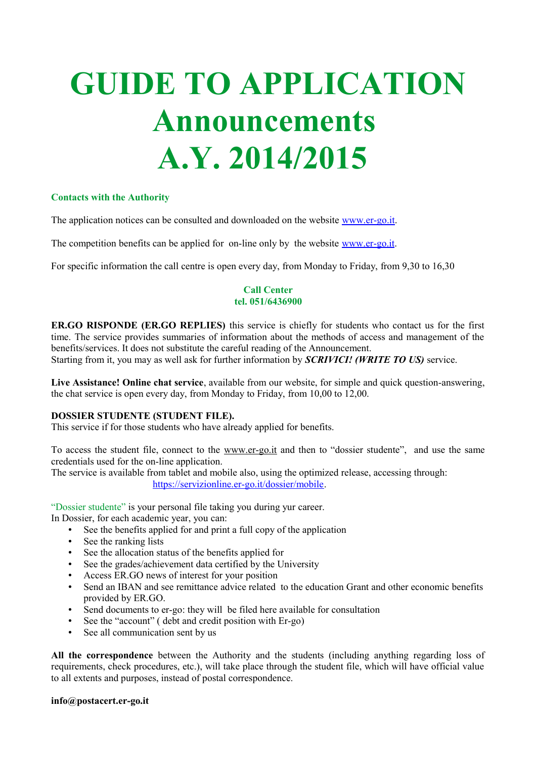# GUIDE TO APPLICATION Announcements A.Y. 2014/2015

### Contacts with the Authority

The application notices can be consulted and downloaded on the website www.er-go.it.

The competition benefits can be applied for on-line only by the website www.er-go.it.

For specific information the call centre is open every day, from Monday to Friday, from 9,30 to 16,30

**Call Center**
**tel. 051/6436900**

**ER.GO RISPONDE (ER.GO REPLIES)** this service is chiefly for students who contact us for the first time. The service provides summaries of information about the methods of access and management of the benefits/services. It does not substitute the careful reading of the Announcement.
Starting from it, you may as well ask for further information by ***SCRIVICI! (WRITE TO US)*** service.

**Live Assistance! Online chat service**, available from our website, for simple and quick question-answering, the chat service is open every day, from Monday to Friday, from 10,00 to 12,00.

**DOSSIER STUDENTE (STUDENT FILE).**
This service if for those students who have already applied for benefits.

To access the student file, connect to the www.er-go.it and then to "dossier studente", and use the same credentials used for the on-line application.
The service is available from tablet and mobile also, using the optimized release, accessing through:
https://servizionline.er-go.it/dossier/mobile.

"Dossier studente" is your personal file taking you during yur career.
In Dossier, for each academic year, you can:

- See the benefits applied for and print a full copy of the application
- See the ranking lists
- See the allocation status of the benefits applied for
- See the grades/achievement data certified by the University
- Access ER.GO news of interest for your position
- Send an IBAN and see remittance advice related to the education Grant and other economic benefits provided by ER.GO.
- Send documents to er-go: they will be filed here available for consultation
- See the "account" ( debt and credit position with Er-go)
- See all communication sent by us

**All the correspondence** between the Authority and the students (including anything regarding loss of requirements, check procedures, etc.), will take place through the student file, which will have official value to all extents and purposes, instead of postal correspondence.

**info@postacert.er-go.it**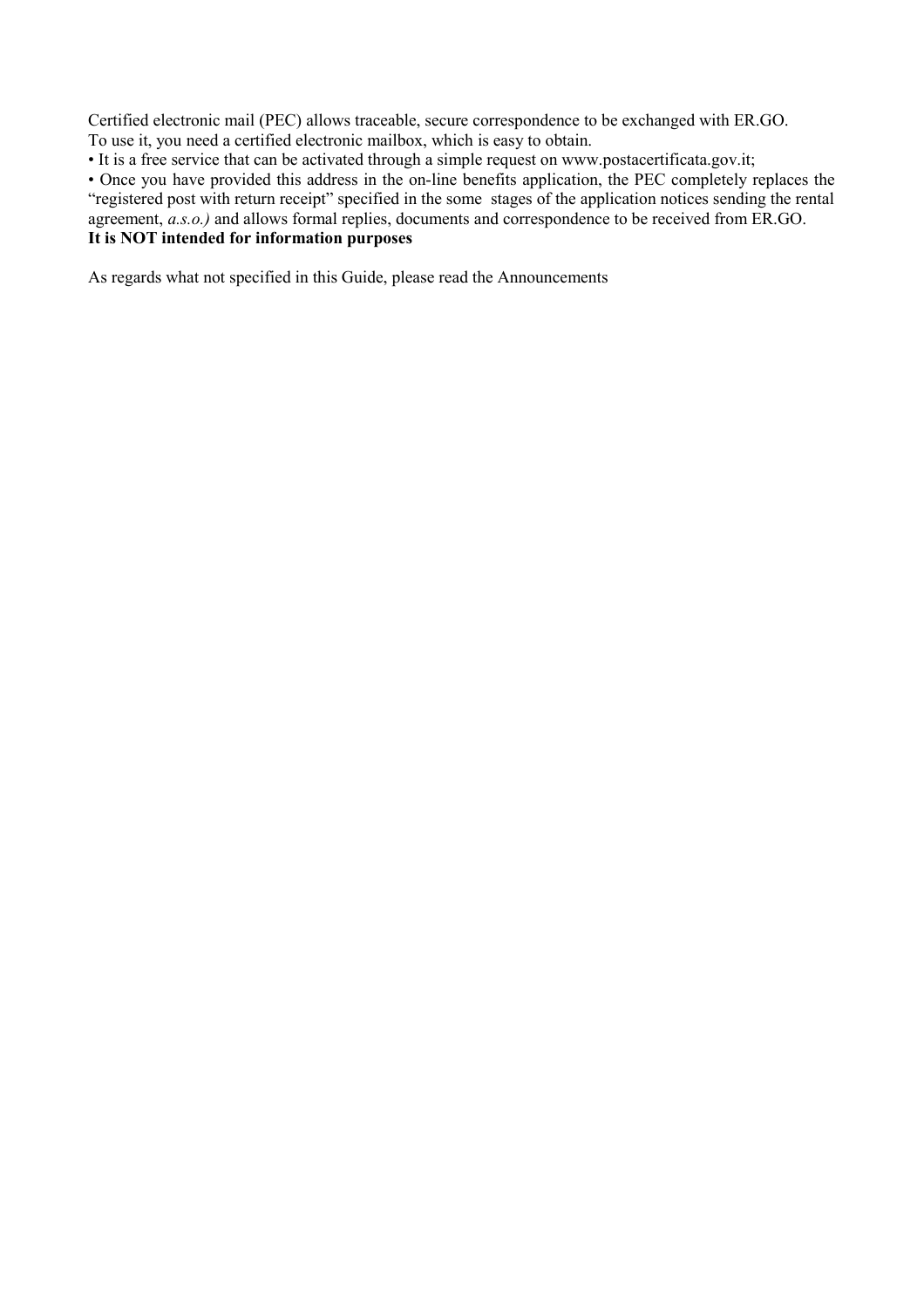Certified electronic mail (PEC) allows traceable, secure correspondence to be exchanged with ER.GO.
To use it, you need a certified electronic mailbox, which is easy to obtain.

- It is a free service that can be activated through a simple request on www.postacertificata.gov.it;
- Once you have provided this address in the on-line benefits application, the PEC completely replaces the "registered post with return receipt" specified in the some stages of the application notices sending the rental agreement, *a.s.o.)* and allows formal replies, documents and correspondence to be received from ER.GO.

**It is NOT intended for information purposes**

As regards what not specified in this Guide, please read the Announcements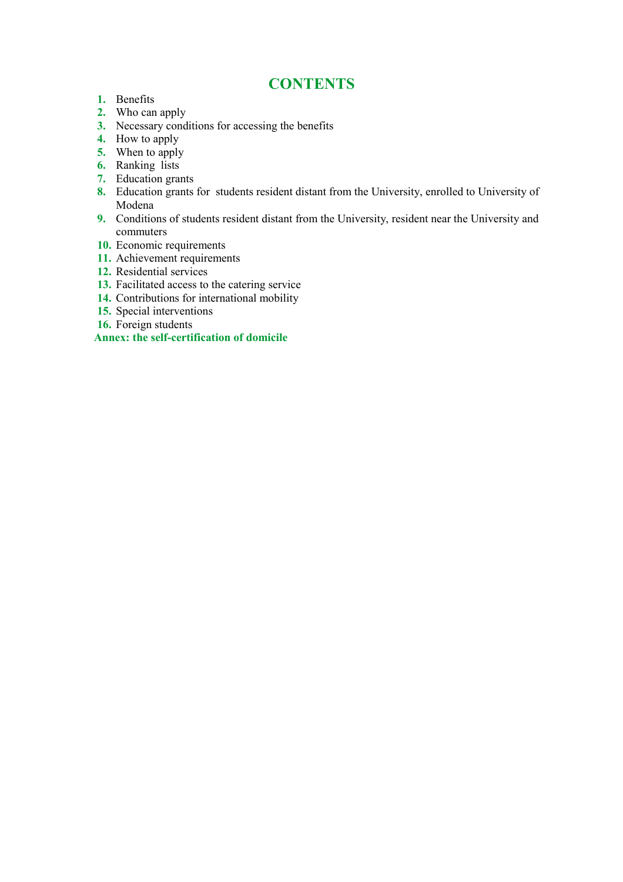# CONTENTS

1. Benefits
2. Who can apply
3. Necessary conditions for accessing the benefits
4. How to apply
5. When to apply
6. Ranking lists
7. Education grants
8. Education grants for students resident distant from the University, enrolled to University of Modena
9. Conditions of students resident distant from the University, resident near the University and commuters
10. Economic requirements
11. Achievement requirements
12. Residential services
13. Facilitated access to the catering service
14. Contributions for international mobility
15. Special interventions
16. Foreign students

**Annex: the self-certification of domicile**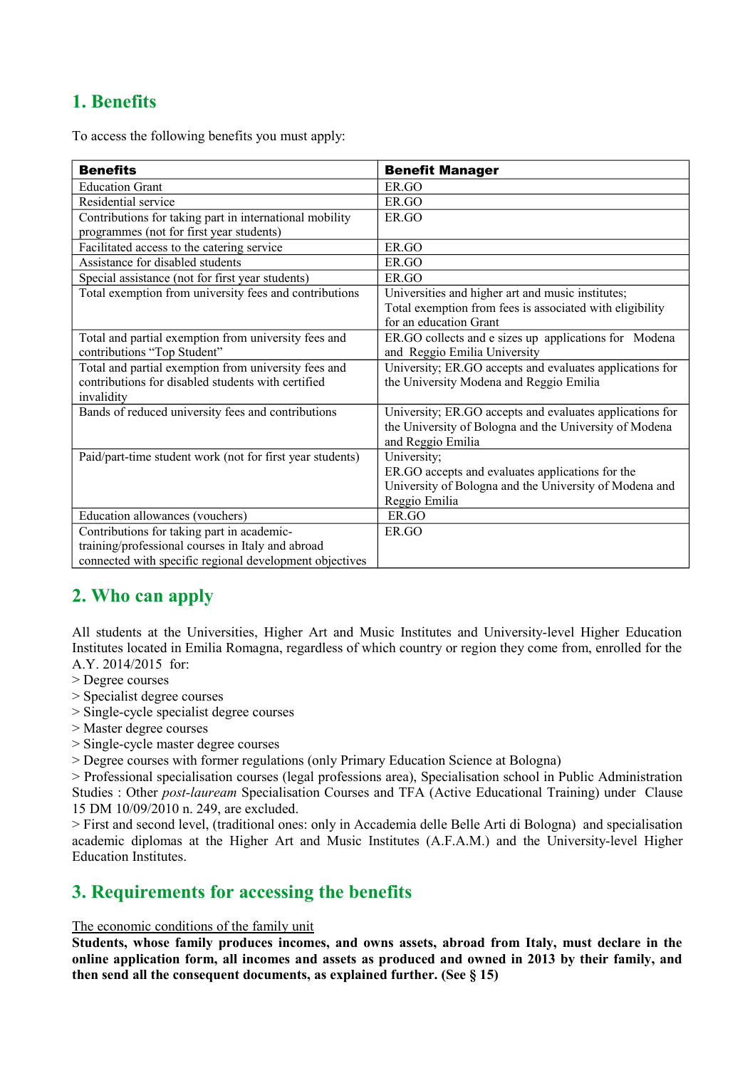## 1. Benefits

To access the following benefits you must apply:

| Benefits | Benefit Manager |
|---|---|
| Education Grant | ER.GO |
| Residential service | ER.GO |
| Contributions for taking part in international mobility programmes (not for first year students) | ER.GO |
| Facilitated access to the catering service | ER.GO |
| Assistance for disabled students | ER.GO |
| Special assistance (not for first year students) | ER.GO |
| Total exemption from university fees and contributions | Universities and higher art and music institutes; Total exemption from fees is associated with eligibility for an education Grant |
| Total and partial exemption from university fees and contributions "Top Student" | ER.GO collects and e sizes up applications for Modena and Reggio Emilia University |
| Total and partial exemption from university fees and contributions for disabled students with certified invalidity | University; ER.GO accepts and evaluates applications for the University Modena and Reggio Emilia |
| Bands of reduced university fees and contributions | University; ER.GO accepts and evaluates applications for the University of Bologna and the University of Modena and Reggio Emilia |
| Paid/part-time student work (not for first year students) | University; ER.GO accepts and evaluates applications for the University of Bologna and the University of Modena and Reggio Emilia |
| Education allowances (vouchers) | ER.GO |
| Contributions for taking part in academic-training/professional courses in Italy and abroad connected with specific regional development objectives | ER.GO |

## 2. Who can apply

All students at the Universities, Higher Art and Music Institutes and University-level Higher Education Institutes located in Emilia Romagna, regardless of which country or region they come from, enrolled for the A.Y. 2014/2015 for:
> Degree courses
> Specialist degree courses
> Single-cycle specialist degree courses
> Master degree courses
> Single-cycle master degree courses
> Degree courses with former regulations (only Primary Education Science at Bologna)
> Professional specialisation courses (legal professions area), Specialisation school in Public Administration Studies : Other *post-lauream* Specialisation Courses and TFA (Active Educational Training) under Clause 15 DM 10/09/2010 n. 249, are excluded.
> First and second level, (traditional ones: only in Accademia delle Belle Arti di Bologna) and specialisation academic diplomas at the Higher Art and Music Institutes (A.F.A.M.) and the University-level Higher Education Institutes.

## 3. Requirements for accessing the benefits

<u>The economic conditions of the family unit</u>

**Students, whose family produces incomes, and owns assets, abroad from Italy, must declare in the online application form, all incomes and assets as produced and owned in 2013 by their family, and then send all the consequent documents, as explained further. (See § 15)**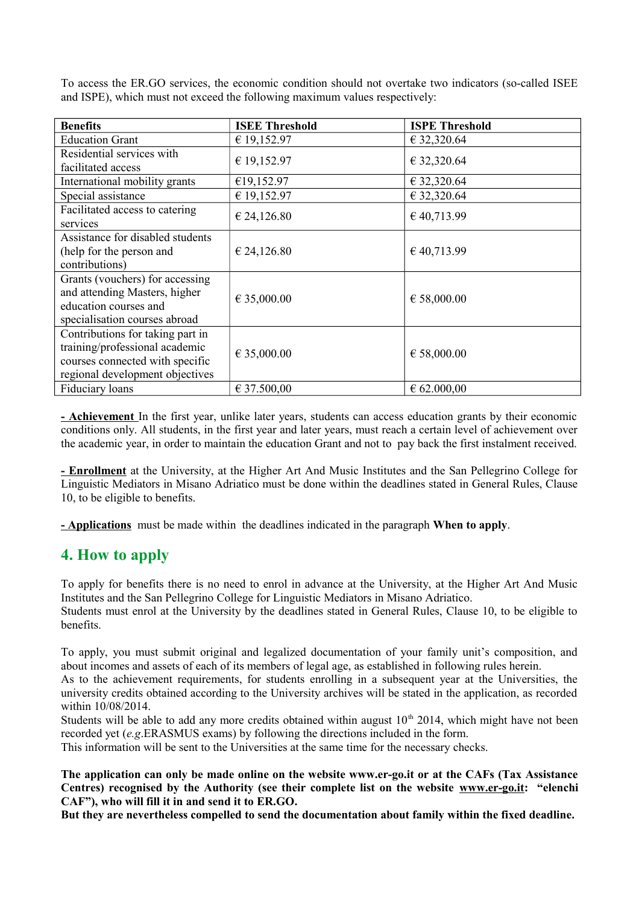To access the ER.GO services, the economic condition should not overtake two indicators (so-called ISEE and ISPE), which must not exceed the following maximum values respectively:

| Benefits | ISEE Threshold | ISPE Threshold |
|---|---|---|
| Education Grant | € 19,152.97 | € 32,320.64 |
| Residential services with facilitated access | € 19,152.97 | € 32,320.64 |
| International mobility grants | €19,152.97 | € 32,320.64 |
| Special assistance | € 19,152.97 | € 32,320.64 |
| Facilitated access to catering services | € 24,126.80 | € 40,713.99 |
| Assistance for disabled students (help for the person and contributions) | € 24,126.80 | € 40,713.99 |
| Grants (vouchers) for accessing and attending Masters, higher education courses and specialisation courses abroad | € 35,000.00 | € 58,000.00 |
| Contributions for taking part in training/professional academic courses connected with specific regional development objectives | € 35,000.00 | € 58,000.00 |
| Fiduciary loans | € 37.500,00 | € 62.000,00 |

**- Achievement** In the first year, unlike later years, students can access education grants by their economic conditions only. All students, in the first year and later years, must reach a certain level of achievement over the academic year, in order to maintain the education Grant and not to pay back the first instalment received.

**- Enrollment** at the University, at the Higher Art And Music Institutes and the San Pellegrino College for Linguistic Mediators in Misano Adriatico must be done within the deadlines stated in General Rules, Clause 10, to be eligible to benefits.

**- Applications** must be made within the deadlines indicated in the paragraph **When to apply**.

## 4. How to apply

To apply for benefits there is no need to enrol in advance at the University, at the Higher Art And Music Institutes and the San Pellegrino College for Linguistic Mediators in Misano Adriatico.
Students must enrol at the University by the deadlines stated in General Rules, Clause 10, to be eligible to benefits.

To apply, you must submit original and legalized documentation of your family unit's composition, and about incomes and assets of each of its members of legal age, as established in following rules herein.
As to the achievement requirements, for students enrolling in a subsequent year at the Universities, the university credits obtained according to the University archives will be stated in the application, as recorded within 10/08/2014.
Students will be able to add any more credits obtained within august 10th 2014, which might have not been recorded yet (*e.g.*ERASMUS exams) by following the directions included in the form.
This information will be sent to the Universities at the same time for the necessary checks.

**The application can only be made online on the website www.er-go.it or at the CAFs (Tax Assistance Centres) recognised by the Authority (see their complete list on the website www.er-go.it: "elenchi CAF"), who will fill it in and send it to ER.GO.**
**But they are nevertheless compelled to send the documentation about family within the fixed deadline.**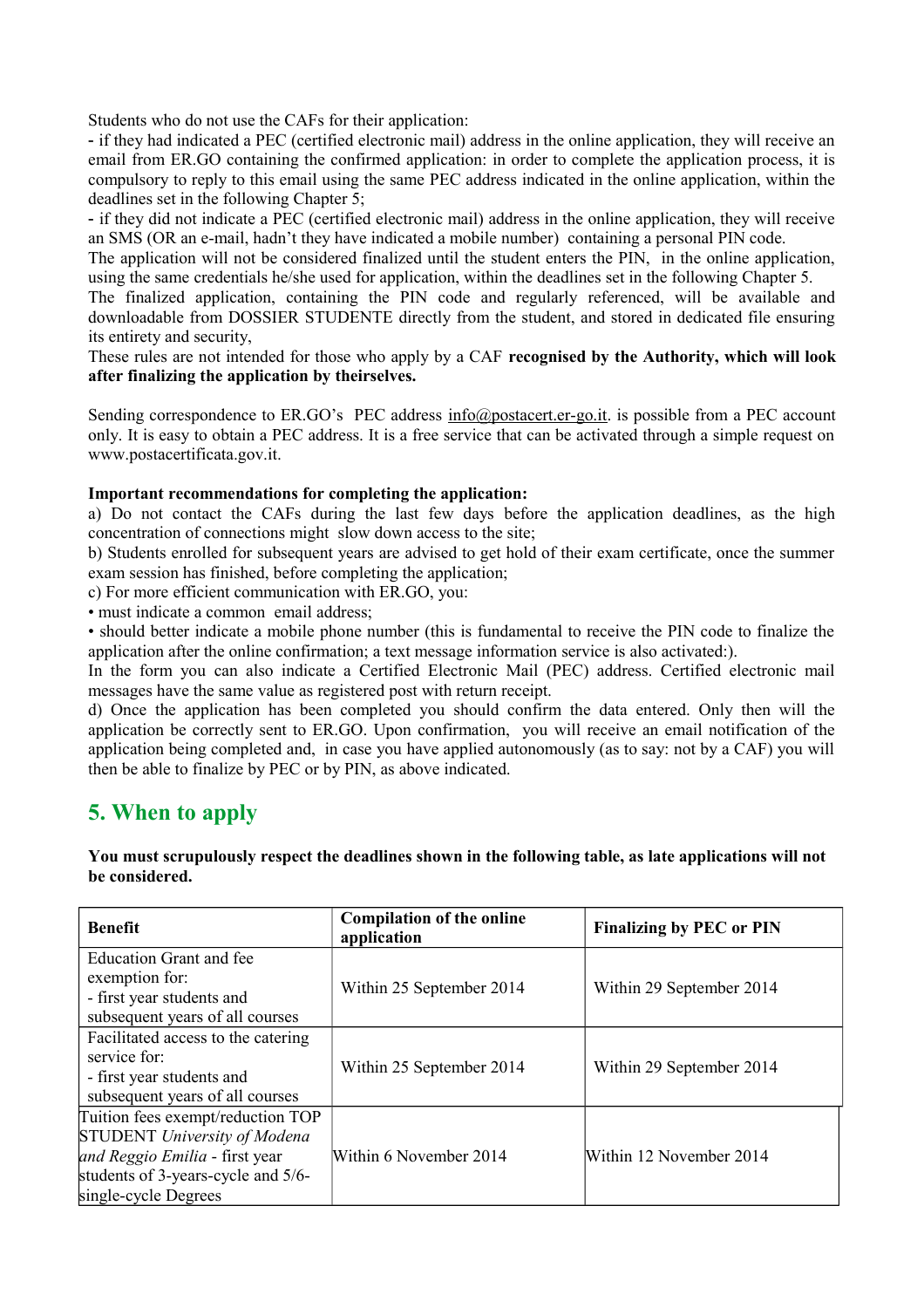Students who do not use the CAFs for their application:

- if they had indicated a PEC (certified electronic mail) address in the online application, they will receive an email from ER.GO containing the confirmed application: in order to complete the application process, it is compulsory to reply to this email using the same PEC address indicated in the online application, within the deadlines set in the following Chapter 5;
- if they did not indicate a PEC (certified electronic mail) address in the online application, they will receive an SMS (OR an e-mail, hadn't they have indicated a mobile number) containing a personal PIN code.

The application will not be considered finalized until the student enters the PIN, in the online application, using the same credentials he/she used for application, within the deadlines set in the following Chapter 5.

The finalized application, containing the PIN code and regularly referenced, will be available and downloadable from DOSSIER STUDENTE directly from the student, and stored in dedicated file ensuring its entirety and security,

These rules are not intended for those who apply by a CAF **recognised by the Authority, which will look after finalizing the application by theirselves.**

Sending correspondence to ER.GO's PEC address info@postacert.er-go.it. is possible from a PEC account only. It is easy to obtain a PEC address. It is a free service that can be activated through a simple request on www.postacertificata.gov.it.

**Important recommendations for completing the application:**

a) Do not contact the CAFs during the last few days before the application deadlines, as the high concentration of connections might slow down access to the site;

b) Students enrolled for subsequent years are advised to get hold of their exam certificate, once the summer exam session has finished, before completing the application;

c) For more efficient communication with ER.GO, you:

- must indicate a common email address;
- should better indicate a mobile phone number (this is fundamental to receive the PIN code to finalize the application after the online confirmation; a text message information service is also activated:).

In the form you can also indicate a Certified Electronic Mail (PEC) address. Certified electronic mail messages have the same value as registered post with return receipt.

d) Once the application has been completed you should confirm the data entered. Only then will the application be correctly sent to ER.GO. Upon confirmation, you will receive an email notification of the application being completed and, in case you have applied autonomously (as to say: not by a CAF) you will then be able to finalize by PEC or by PIN, as above indicated.

## 5. When to apply

**You must scrupulously respect the deadlines shown in the following table, as late applications will not be considered.**

| **Benefit** | **Compilation of the online application** | **Finalizing by PEC or PIN** |
|---|---|---|
| Education Grant and fee exemption for:<br>- first year students and subsequent years of all courses | Within 25 September 2014 | Within 29 September 2014 |
| Facilitated access to the catering service for:<br>- first year students and subsequent years of all courses | Within 25 September 2014 | Within 29 September 2014 |
| Tuition fees exempt/reduction TOP STUDENT *University of Modena and Reggio Emilia* - first year students of 3-years-cycle and 5/6-single-cycle Degrees | Within 6 November 2014 | Within 12 November 2014 |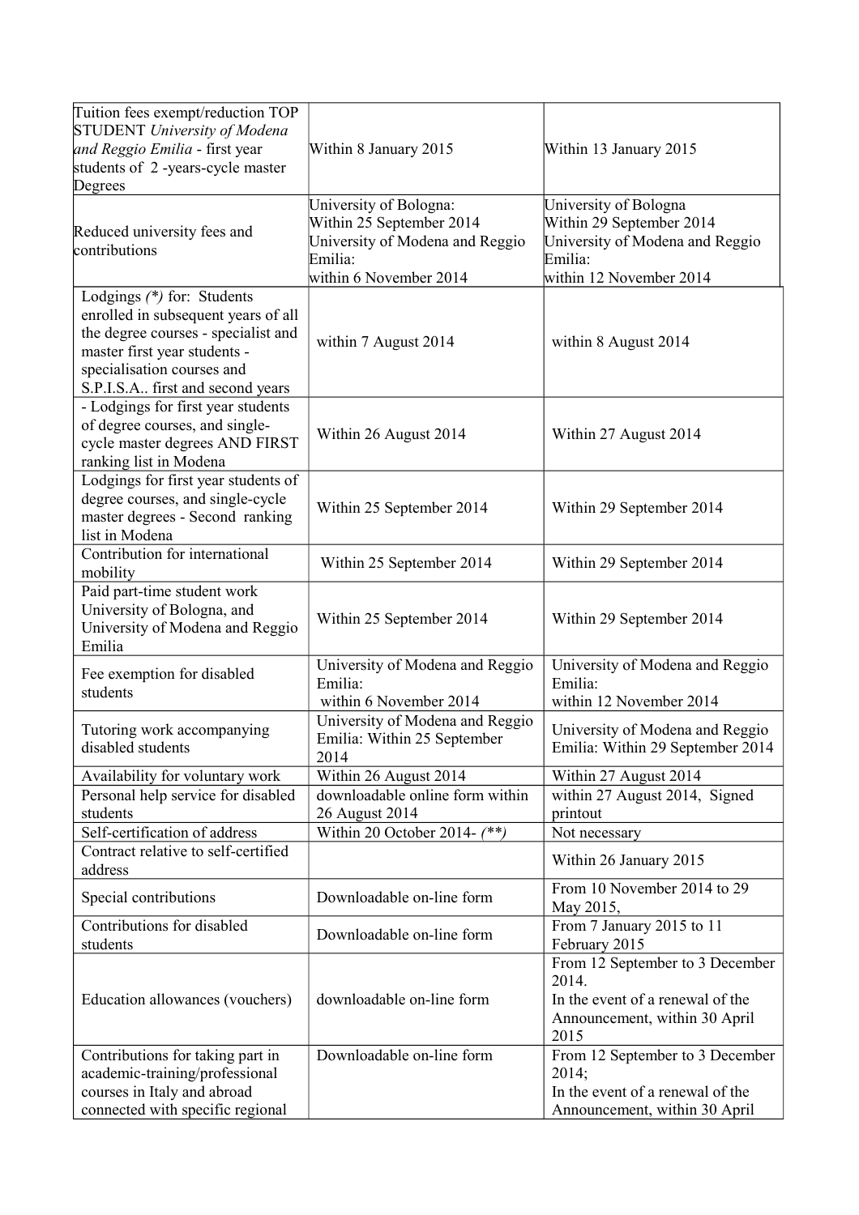| | | |
|---|---|---|
| Tuition fees exempt/reduction TOP STUDENT *University of Modena and Reggio Emilia* - first year students of 2 -years-cycle master Degrees | Within 8 January 2015 | Within 13 January 2015 |
| Reduced university fees and contributions | University of Bologna: Within 25 September 2014 University of Modena and Reggio Emilia: within 6 November 2014 | University of Bologna Within 29 September 2014 University of Modena and Reggio Emilia: within 12 November 2014 |
| Lodgings *(\*)* for: Students enrolled in subsequent years of all the degree courses - specialist and master first year students - specialisation courses and S.P.I.S.A.. first and second years | within 7 August 2014 | within 8 August 2014 |
| - Lodgings for first year students of degree courses, and single-cycle master degrees AND FIRST ranking list in Modena | Within 26 August 2014 | Within 27 August 2014 |
| Lodgings for first year students of degree courses, and single-cycle master degrees - Second ranking list in Modena | Within 25 September 2014 | Within 29 September 2014 |
| Contribution for international mobility | Within 25 September 2014 | Within 29 September 2014 |
| Paid part-time student work University of Bologna, and University of Modena and Reggio Emilia | Within 25 September 2014 | Within 29 September 2014 |
| Fee exemption for disabled students | University of Modena and Reggio Emilia: within 6 November 2014 | University of Modena and Reggio Emilia: within 12 November 2014 |
| Tutoring work accompanying disabled students | University of Modena and Reggio Emilia: Within 25 September 2014 | University of Modena and Reggio Emilia: Within 29 September 2014 |
| Availability for voluntary work | Within 26 August 2014 | Within 27 August 2014 |
| Personal help service for disabled students | downloadable online form within 26 August 2014 | within 27 August 2014, Signed printout |
| Self-certification of address | Within 20 October 2014- *(\*\*)* | Not necessary |
| Contract relative to self-certified address | | Within 26 January 2015 |
| Special contributions | Downloadable on-line form | From 10 November 2014 to 29 May 2015, |
| Contributions for disabled students | Downloadable on-line form | From 7 January 2015 to 11 February 2015 |
| Education allowances (vouchers) | downloadable on-line form | From 12 September to 3 December 2014. In the event of a renewal of the Announcement, within 30 April 2015 |
| Contributions for taking part in academic-training/professional courses in Italy and abroad connected with specific regional | Downloadable on-line form | From 12 September to 3 December 2014; In the event of a renewal of the Announcement, within 30 April |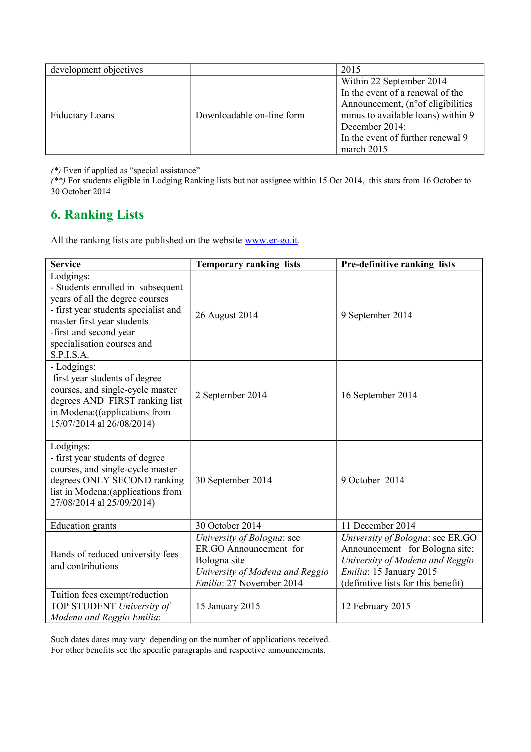| development objectives | | 2015 |
|---|---|---|
| Fiduciary Loans | Downloadable on-line form | Within 22 September 2014<br>In the event of a renewal of the Announcement, (n°of eligibilities minus to available loans) within 9 December 2014:<br>In the event of further renewal 9 march 2015 |

*(*)* Even if applied as "special assistance"
*(**)* For students eligible in Lodging Ranking lists but not assignee within 15 Oct 2014, this stars from 16 October to 30 October 2014

## 6. Ranking Lists

All the ranking lists are published on the website www.er-go.it.

| **Service** | **Temporary ranking lists** | **Pre-definitive ranking lists** |
|---|---|---|
| Lodgings:<br>- Students enrolled in subsequent years of all the degree courses<br>- first year students specialist and master first year students –<br>-first and second year specialisation courses and S.P.I.S.A. | 26 August 2014 | 9 September 2014 |
| - Lodgings:<br>first year students of degree courses, and single-cycle master degrees AND FIRST ranking list in Modena:((applications from 15/07/2014 al 26/08/2014) | 2 September 2014 | 16 September 2014 |
| Lodgings:<br>- first year students of degree courses, and single-cycle master degrees ONLY SECOND ranking list in Modena:(applications from 27/08/2014 al 25/09/2014) | 30 September 2014 | 9 October 2014 |
| Education grants | 30 October 2014 | 11 December 2014 |
| Bands of reduced university fees and contributions | *University of Bologna*: see ER.GO Announcement for Bologna site<br>*University of Modena and Reggio Emilia*: 27 November 2014 | *University of Bologna*: see ER.GO Announcement for Bologna site;<br>*University of Modena and Reggio Emilia*: 15 January 2015<br>(definitive lists for this benefit) |
| Tuition fees exempt/reduction TOP STUDENT *University of Modena and Reggio Emilia*: | 15 January 2015 | 12 February 2015 |

Such dates dates may vary depending on the number of applications received.
For other benefits see the specific paragraphs and respective announcements.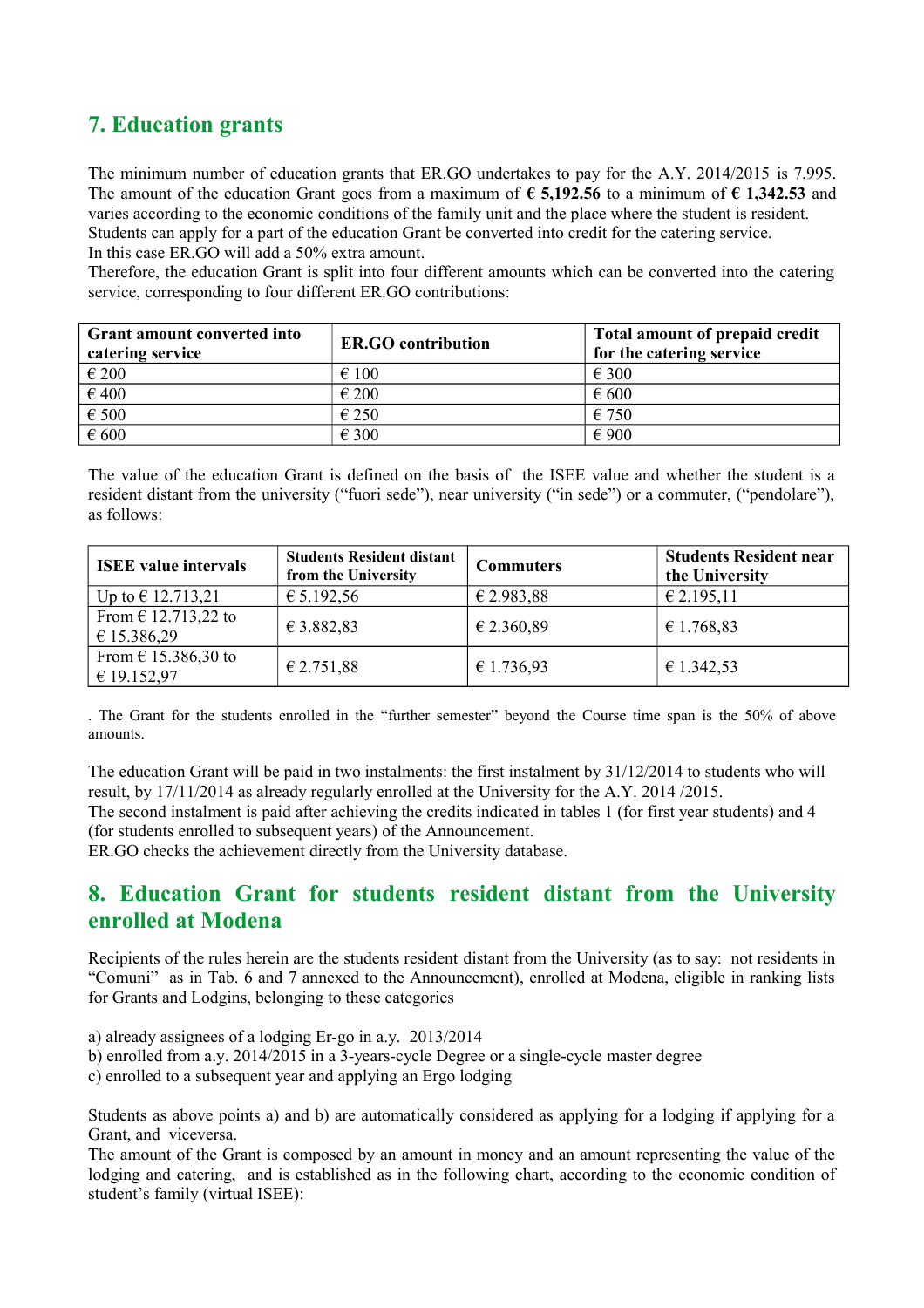## 7. Education grants

The minimum number of education grants that ER.GO undertakes to pay for the A.Y. 2014/2015 is 7,995. The amount of the education Grant goes from a maximum of **€ 5,192.56** to a minimum of **€ 1,342.53** and varies according to the economic conditions of the family unit and the place where the student is resident.
Students can apply for a part of the education Grant be converted into credit for the catering service.
In this case ER.GO will add a 50% extra amount.
Therefore, the education Grant is split into four different amounts which can be converted into the catering service, corresponding to four different ER.GO contributions:

| Grant amount converted into catering service | ER.GO contribution | Total amount of prepaid credit for the catering service |
|---|---|---|
| € 200 | € 100 | € 300 |
| € 400 | € 200 | € 600 |
| € 500 | € 250 | € 750 |
| € 600 | € 300 | € 900 |

The value of the education Grant is defined on the basis of the ISEE value and whether the student is a resident distant from the university ("fuori sede"), near university ("in sede") or a commuter, ("pendolare"), as follows:

| ISEE value intervals | Students Resident distant from the University | Commuters | Students Resident near the University |
|---|---|---|---|
| Up to € 12.713,21 | € 5.192,56 | € 2.983,88 | € 2.195,11 |
| From € 12.713,22 to € 15.386,29 | € 3.882,83 | € 2.360,89 | € 1.768,83 |
| From € 15.386,30 to € 19.152,97 | € 2.751,88 | € 1.736,93 | € 1.342,53 |

. The Grant for the students enrolled in the "further semester" beyond the Course time span is the 50% of above amounts.

The education Grant will be paid in two instalments: the first instalment by 31/12/2014 to students who will result, by 17/11/2014 as already regularly enrolled at the University for the A.Y. 2014 /2015.
The second instalment is paid after achieving the credits indicated in tables 1 (for first year students) and 4 (for students enrolled to subsequent years) of the Announcement.
ER.GO checks the achievement directly from the University database.

## 8. Education Grant for students resident distant from the University enrolled at Modena

Recipients of the rules herein are the students resident distant from the University (as to say: not residents in "Comuni" as in Tab. 6 and 7 annexed to the Announcement), enrolled at Modena, eligible in ranking lists for Grants and Lodgins, belonging to these categories

a) already assignees of a lodging Er-go in a.y. 2013/2014
b) enrolled from a.y. 2014/2015 in a 3-years-cycle Degree or a single-cycle master degree
c) enrolled to a subsequent year and applying an Ergo lodging

Students as above points a) and b) are automatically considered as applying for a lodging if applying for a Grant, and viceversa.
The amount of the Grant is composed by an amount in money and an amount representing the value of the lodging and catering, and is established as in the following chart, according to the economic condition of student's family (virtual ISEE):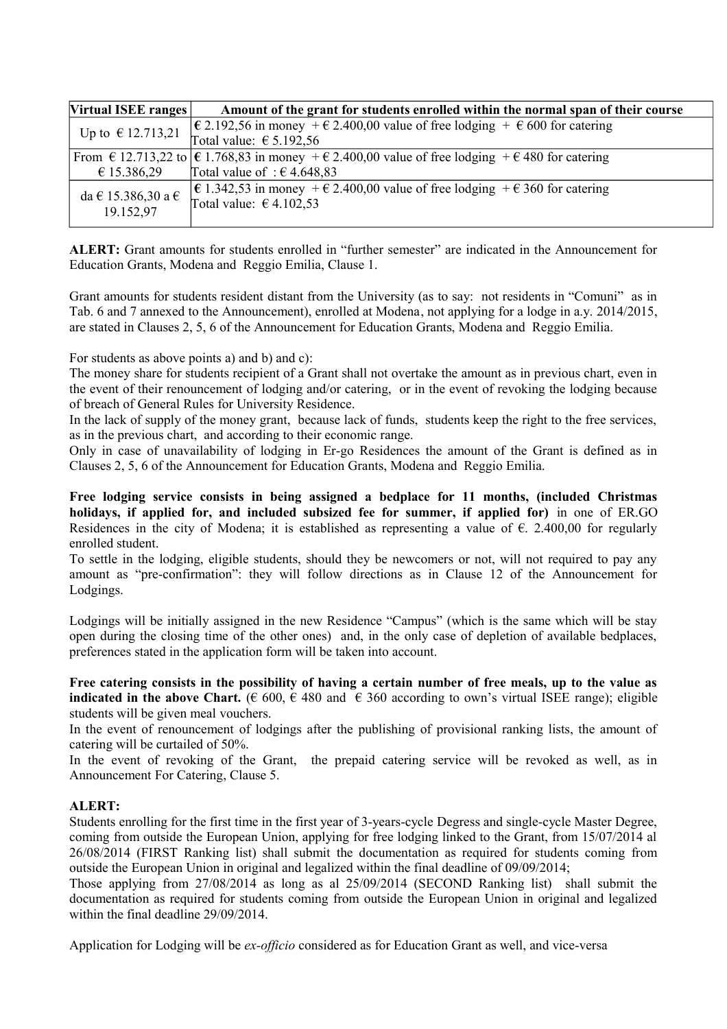| Virtual ISEE ranges | Amount of the grant for students enrolled within the normal span of their course |
|---|---|
| Up to € 12.713,21 | € 2.192,56 in money + € 2.400,00 value of free lodging + € 600 for catering<br>Total value: € 5.192,56 |
| From € 12.713,22 to € 15.386,29 | € 1.768,83 in money + € 2.400,00 value of free lodging + € 480 for catering<br>Total value of : € 4.648,83 |
| da € 15.386,30 a € 19.152,97 | € 1.342,53 in money + € 2.400,00 value of free lodging + € 360 for catering<br>Total value: € 4.102,53 |

**ALERT:** Grant amounts for students enrolled in "further semester" are indicated in the Announcement for Education Grants, Modena and Reggio Emilia, Clause 1.

Grant amounts for students resident distant from the University (as to say: not residents in "Comuni" as in Tab. 6 and 7 annexed to the Announcement), enrolled at Modena, not applying for a lodge in a.y. 2014/2015, are stated in Clauses 2, 5, 6 of the Announcement for Education Grants, Modena and Reggio Emilia.

For students as above points a) and b) and c):
The money share for students recipient of a Grant shall not overtake the amount as in previous chart, even in the event of their renouncement of lodging and/or catering, or in the event of revoking the lodging because of breach of General Rules for University Residence.
In the lack of supply of the money grant, because lack of funds, students keep the right to the free services, as in the previous chart, and according to their economic range.
Only in case of unavailability of lodging in Er-go Residences the amount of the Grant is defined as in Clauses 2, 5, 6 of the Announcement for Education Grants, Modena and Reggio Emilia.

**Free lodging service consists in being assigned a bedplace for 11 months, (included Christmas holidays, if applied for, and included subsized fee for summer, if applied for)** in one of ER.GO Residences in the city of Modena; it is established as representing a value of €. 2.400,00 for regularly enrolled student.
To settle in the lodging, eligible students, should they be newcomers or not, will not required to pay any amount as "pre-confirmation": they will follow directions as in Clause 12 of the Announcement for Lodgings.

Lodgings will be initially assigned in the new Residence "Campus" (which is the same which will be stay open during the closing time of the other ones) and, in the only case of depletion of available bedplaces, preferences stated in the application form will be taken into account.

**Free catering consists in the possibility of having a certain number of free meals, up to the value as indicated in the above Chart.** (€ 600, € 480 and € 360 according to own's virtual ISEE range); eligible students will be given meal vouchers.
In the event of renouncement of lodgings after the publishing of provisional ranking lists, the amount of catering will be curtailed of 50%.
In the event of revoking of the Grant, the prepaid catering service will be revoked as well, as in Announcement For Catering, Clause 5.

**ALERT:**
Students enrolling for the first time in the first year of 3-years-cycle Degress and single-cycle Master Degree, coming from outside the European Union, applying for free lodging linked to the Grant, from 15/07/2014 al 26/08/2014 (FIRST Ranking list) shall submit the documentation as required for students coming from outside the European Union in original and legalized within the final deadline of 09/09/2014;
Those applying from 27/08/2014 as long as al 25/09/2014 (SECOND Ranking list) shall submit the documentation as required for students coming from outside the European Union in original and legalized within the final deadline 29/09/2014.

Application for Lodging will be *ex-officio* considered as for Education Grant as well, and vice-versa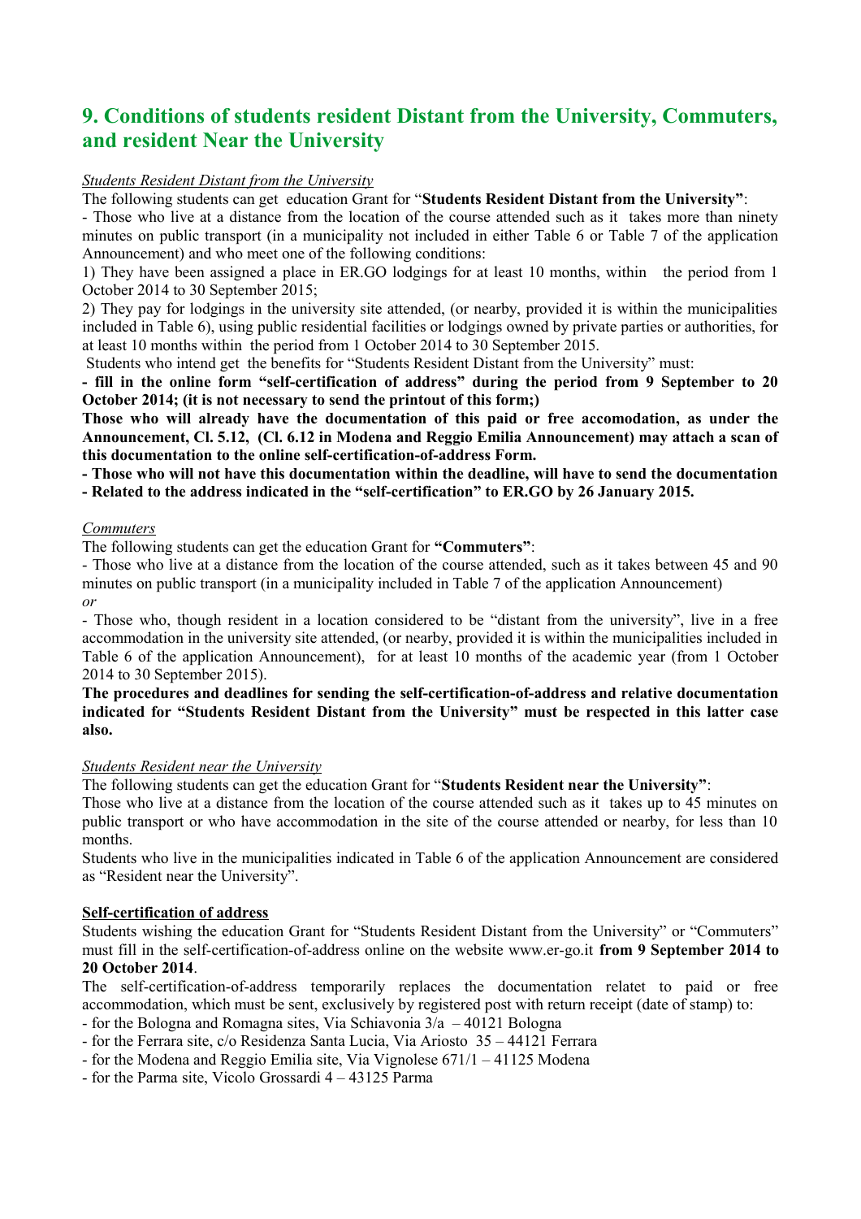## 9. Conditions of students resident Distant from the University, Commuters, and resident Near the University

*Students Resident Distant from the University*

The following students can get education Grant for "**Students Resident Distant from the University"**:

- Those who live at a distance from the location of the course attended such as it takes more than ninety minutes on public transport (in a municipality not included in either Table 6 or Table 7 of the application Announcement) and who meet one of the following conditions:

1) They have been assigned a place in ER.GO lodgings for at least 10 months, within the period from 1 October 2014 to 30 September 2015;

2) They pay for lodgings in the university site attended, (or nearby, provided it is within the municipalities included in Table 6), using public residential facilities or lodgings owned by private parties or authorities, for at least 10 months within the period from 1 October 2014 to 30 September 2015.

Students who intend get the benefits for "Students Resident Distant from the University" must:

**- fill in the online form "self-certification of address" during the period from 9 September to 20 October 2014; (it is not necessary to send the printout of this form;)**

**Those who will already have the documentation of this paid or free accomodation, as under the Announcement, Cl. 5.12, (Cl. 6.12 in Modena and Reggio Emilia Announcement) may attach a scan of this documentation to the online self-certification-of-address Form.**

**- Those who will not have this documentation within the deadline, will have to send the documentation**

**- Related to the address indicated in the "self-certification" to ER.GO by 26 January 2015.**

*Commuters*

The following students can get the education Grant for **"Commuters"**:

- Those who live at a distance from the location of the course attended, such as it takes between 45 and 90 minutes on public transport (in a municipality included in Table 7 of the application Announcement)

*or*

- Those who, though resident in a location considered to be "distant from the university", live in a free accommodation in the university site attended, (or nearby, provided it is within the municipalities included in Table 6 of the application Announcement), for at least 10 months of the academic year (from 1 October 2014 to 30 September 2015).

**The procedures and deadlines for sending the self-certification-of-address and relative documentation indicated for "Students Resident Distant from the University" must be respected in this latter case also.**

*Students Resident near the University*

The following students can get the education Grant for "**Students Resident near the University"**:

Those who live at a distance from the location of the course attended such as it takes up to 45 minutes on public transport or who have accommodation in the site of the course attended or nearby, for less than 10 months.

Students who live in the municipalities indicated in Table 6 of the application Announcement are considered as "Resident near the University".

**Self-certification of address**

Students wishing the education Grant for "Students Resident Distant from the University" or "Commuters" must fill in the self-certification-of-address online on the website www.er-go.it **from 9 September 2014 to 20 October 2014**.

The self-certification-of-address temporarily replaces the documentation relatet to paid or free accommodation, which must be sent, exclusively by registered post with return receipt (date of stamp) to:

- for the Bologna and Romagna sites, Via Schiavonia 3/a – 40121 Bologna
- for the Ferrara site, c/o Residenza Santa Lucia, Via Ariosto 35 – 44121 Ferrara
- for the Modena and Reggio Emilia site, Via Vignolese 671/1 – 41125 Modena
- for the Parma site, Vicolo Grossardi 4 – 43125 Parma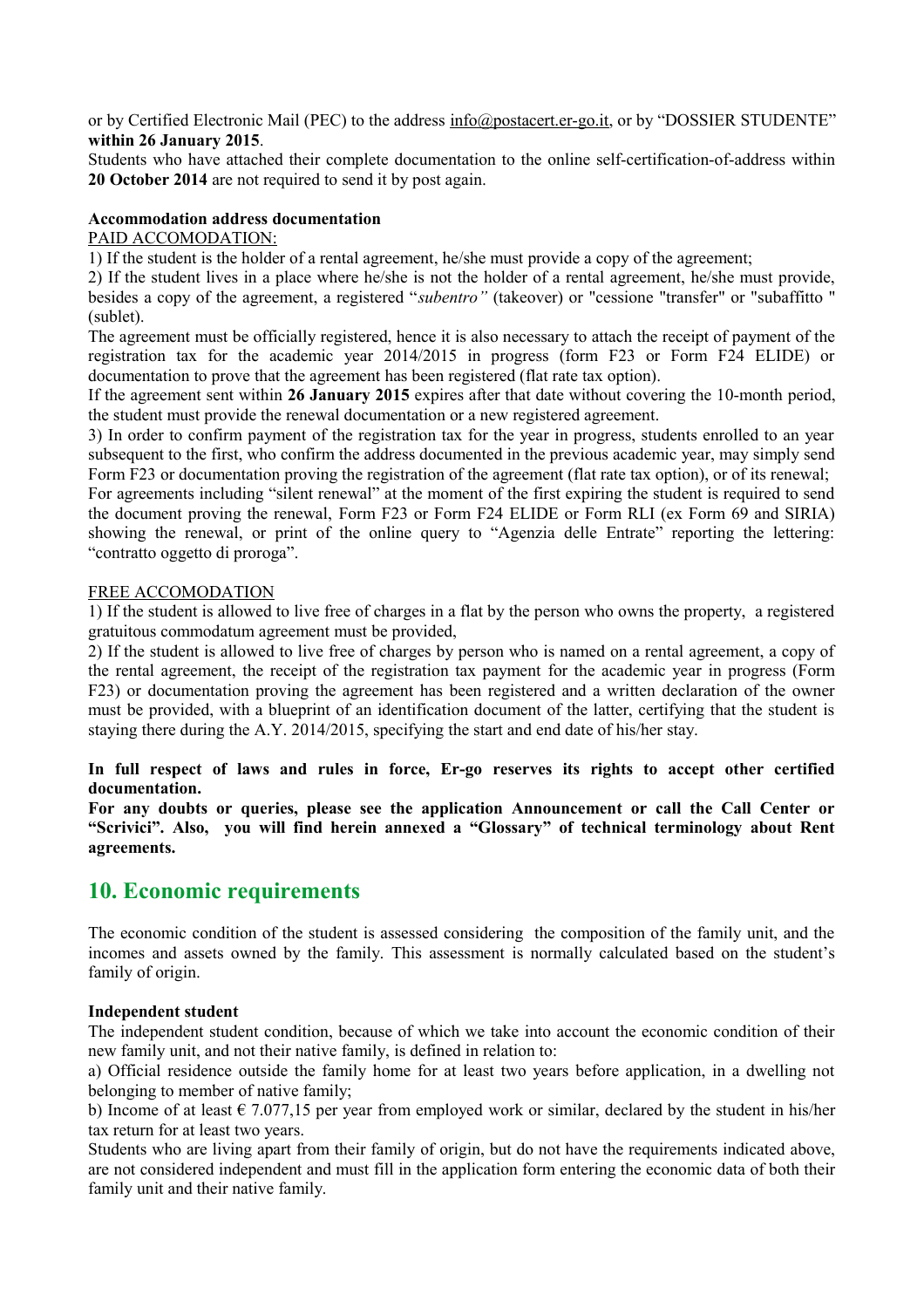or by Certified Electronic Mail (PEC) to the address info@postacert.er-go.it, or by "DOSSIER STUDENTE" **within 26 January 2015**.

Students who have attached their complete documentation to the online self-certification-of-address within **20 October 2014** are not required to send it by post again.

**Accommodation address documentation**

PAID ACCOMODATION:

1) If the student is the holder of a rental agreement, he/she must provide a copy of the agreement;

2) If the student lives in a place where he/she is not the holder of a rental agreement, he/she must provide, besides a copy of the agreement, a registered "*subentro"* (takeover) or "cessione "transfer" or "subaffitto " (sublet).

The agreement must be officially registered, hence it is also necessary to attach the receipt of payment of the registration tax for the academic year 2014/2015 in progress (form F23 or Form F24 ELIDE) or documentation to prove that the agreement has been registered (flat rate tax option).

If the agreement sent within **26 January 2015** expires after that date without covering the 10-month period, the student must provide the renewal documentation or a new registered agreement.

3) In order to confirm payment of the registration tax for the year in progress, students enrolled to an year subsequent to the first, who confirm the address documented in the previous academic year, may simply send Form F23 or documentation proving the registration of the agreement (flat rate tax option), or of its renewal;

For agreements including "silent renewal" at the moment of the first expiring the student is required to send the document proving the renewal, Form F23 or Form F24 ELIDE or Form RLI (ex Form 69 and SIRIA) showing the renewal, or print of the online query to "Agenzia delle Entrate" reporting the lettering: "contratto oggetto di proroga".

FREE ACCOMODATION

1) If the student is allowed to live free of charges in a flat by the person who owns the property, a registered gratuitous commodatum agreement must be provided,

2) If the student is allowed to live free of charges by person who is named on a rental agreement, a copy of the rental agreement, the receipt of the registration tax payment for the academic year in progress (Form F23) or documentation proving the agreement has been registered and a written declaration of the owner must be provided, with a blueprint of an identification document of the latter, certifying that the student is staying there during the A.Y. 2014/2015, specifying the start and end date of his/her stay.

**In full respect of laws and rules in force, Er-go reserves its rights to accept other certified documentation.**

**For any doubts or queries, please see the application Announcement or call the Call Center or "Scrivici". Also, you will find herein annexed a "Glossary" of technical terminology about Rent agreements.**

## 10. Economic requirements

The economic condition of the student is assessed considering the composition of the family unit, and the incomes and assets owned by the family. This assessment is normally calculated based on the student's family of origin.

**Independent student**

The independent student condition, because of which we take into account the economic condition of their new family unit, and not their native family, is defined in relation to:

a) Official residence outside the family home for at least two years before application, in a dwelling not belonging to member of native family;

b) Income of at least € 7.077,15 per year from employed work or similar, declared by the student in his/her tax return for at least two years.

Students who are living apart from their family of origin, but do not have the requirements indicated above, are not considered independent and must fill in the application form entering the economic data of both their family unit and their native family.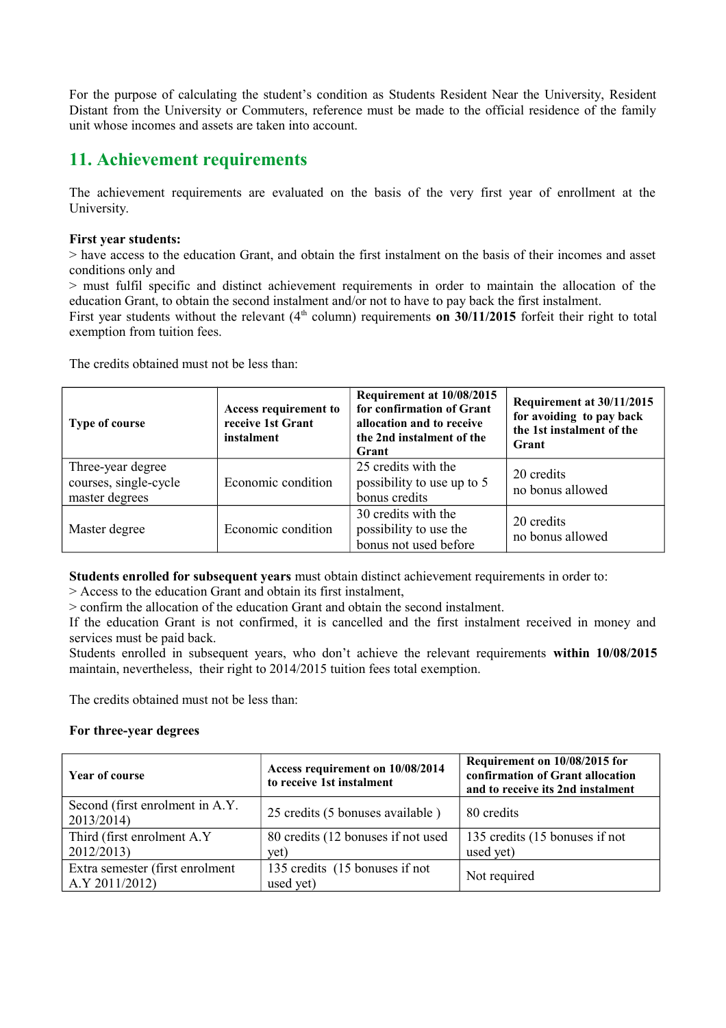For the purpose of calculating the student's condition as Students Resident Near the University, Resident Distant from the University or Commuters, reference must be made to the official residence of the family unit whose incomes and assets are taken into account.

## 11. Achievement requirements

The achievement requirements are evaluated on the basis of the very first year of enrollment at the University.

**First year students:**

> have access to the education Grant, and obtain the first instalment on the basis of their incomes and asset conditions only and

> must fulfil specific and distinct achievement requirements in order to maintain the allocation of the education Grant, to obtain the second instalment and/or not to have to pay back the first instalment.

First year students without the relevant (4th column) requirements **on 30/11/2015** forfeit their right to total exemption from tuition fees.

The credits obtained must not be less than:

| **Type of course** | **Access requirement to receive 1st Grant instalment** | **Requirement at 10/08/2015 for confirmation of Grant allocation and to receive the 2nd instalment of the Grant** | **Requirement at 30/11/2015 for avoiding to pay back the 1st instalment of the Grant** |
|---|---|---|---|
| Three-year degree courses, single-cycle master degrees | Economic condition | 25 credits with the possibility to use up to 5 bonus credits | 20 credits no bonus allowed |
| Master degree | Economic condition | 30 credits with the possibility to use the bonus not used before | 20 credits no bonus allowed |

**Students enrolled for subsequent years** must obtain distinct achievement requirements in order to:

> Access to the education Grant and obtain its first instalment,

> confirm the allocation of the education Grant and obtain the second instalment.

If the education Grant is not confirmed, it is cancelled and the first instalment received in money and services must be paid back.

Students enrolled in subsequent years, who don't achieve the relevant requirements **within 10/08/2015** maintain, nevertheless, their right to 2014/2015 tuition fees total exemption.

The credits obtained must not be less than:

**For three-year degrees**

| **Year of course** | **Access requirement on 10/08/2014 to receive 1st instalment** | **Requirement on 10/08/2015 for confirmation of Grant allocation and to receive its 2nd instalment** |
|---|---|---|
| Second (first enrolment in A.Y. 2013/2014) | 25 credits (5 bonuses available ) | 80 credits |
| Third (first enrolment A.Y 2012/2013) | 80 credits (12 bonuses if not used yet) | 135 credits (15 bonuses if not used yet) |
| Extra semester (first enrolment A.Y 2011/2012) | 135 credits (15 bonuses if not used yet) | Not required |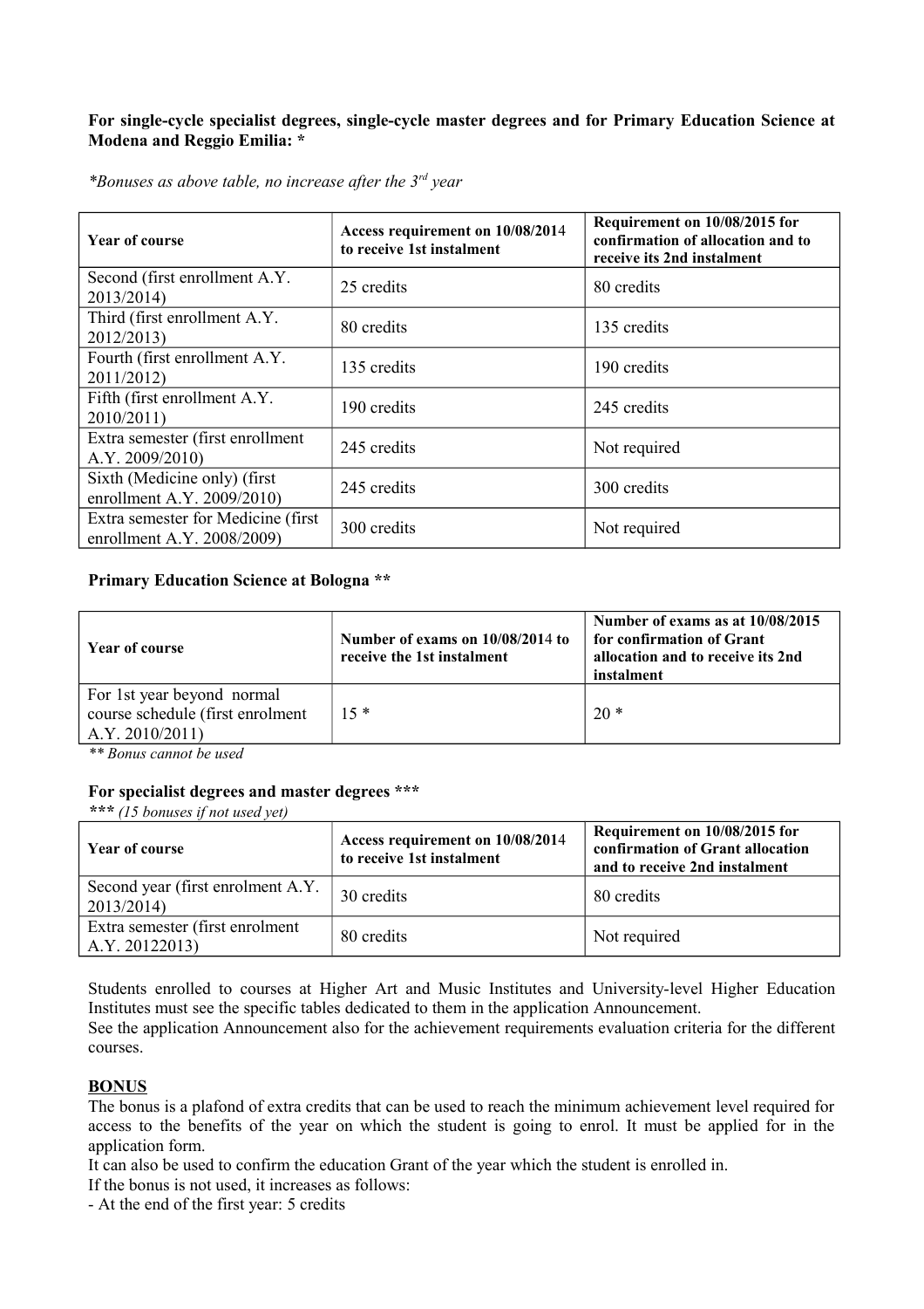**For single-cycle specialist degrees, single-cycle master degrees and for Primary Education Science at Modena and Reggio Emilia: ***

**Bonuses as above table, no increase after the 3rd year*

| **Year of course** | **Access requirement on 10/08/2014 to receive 1st instalment** | **Requirement on 10/08/2015 for confirmation of allocation and to receive its 2nd instalment** |
|---|---|---|
| Second (first enrollment A.Y. 2013/2014) | 25 credits | 80 credits |
| Third (first enrollment A.Y. 2012/2013) | 80 credits | 135 credits |
| Fourth (first enrollment A.Y. 2011/2012) | 135 credits | 190 credits |
| Fifth (first enrollment A.Y. 2010/2011) | 190 credits | 245 credits |
| Extra semester (first enrollment A.Y. 2009/2010) | 245 credits | Not required |
| Sixth (Medicine only) (first enrollment A.Y. 2009/2010) | 245 credits | 300 credits |
| Extra semester for Medicine (first enrollment A.Y. 2008/2009) | 300 credits | Not required |

**Primary Education Science at Bologna ****

| **Year of course** | **Number of exams on 10/08/2014 to receive the 1st instalment** | **Number of exams as at 10/08/2015 for confirmation of Grant allocation and to receive its 2nd instalment** |
|---|---|---|
| For 1st year beyond normal course schedule (first enrolment A.Y. 2010/2011) | 15 * | 20 * |

*** Bonus cannot be used*

**For specialist degrees and master degrees *****

***** (15 bonuses if not used yet)*

| **Year of course** | **Access requirement on 10/08/2014 to receive 1st instalment** | **Requirement on 10/08/2015 for confirmation of Grant allocation and to receive 2nd instalment** |
|---|---|---|
| Second year (first enrolment A.Y. 2013/2014) | 30 credits | 80 credits |
| Extra semester (first enrolment A.Y. 20122013) | 80 credits | Not required |

Students enrolled to courses at Higher Art and Music Institutes and University-level Higher Education Institutes must see the specific tables dedicated to them in the application Announcement.

See the application Announcement also for the achievement requirements evaluation criteria for the different courses.

**BONUS**

The bonus is a plafond of extra credits that can be used to reach the minimum achievement level required for access to the benefits of the year on which the student is going to enrol. It must be applied for in the application form.

It can also be used to confirm the education Grant of the year which the student is enrolled in.

If the bonus is not used, it increases as follows:

- At the end of the first year: 5 credits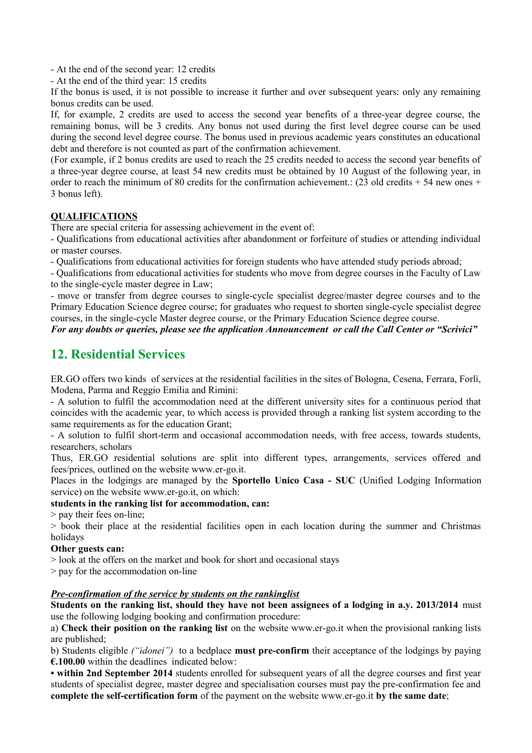- At the end of the second year: 12 credits
- At the end of the third year: 15 credits

If the bonus is used, it is not possible to increase it further and over subsequent years: only any remaining bonus credits can be used.

If, for example, 2 credits are used to access the second year benefits of a three-year degree course, the remaining bonus, will be 3 credits. Any bonus not used during the first level degree course can be used during the second level degree course. The bonus used in previous academic years constitutes an educational debt and therefore is not counted as part of the confirmation achievement.

(For example, if 2 bonus credits are used to reach the 25 credits needed to access the second year benefits of a three-year degree course, at least 54 new credits must be obtained by 10 August of the following year, in order to reach the minimum of 80 credits for the confirmation achievement.: (23 old credits + 54 new ones + 3 bonus left).

**QUALIFICATIONS**

There are special criteria for assessing achievement in the event of:

- Qualifications from educational activities after abandonment or forfeiture of studies or attending individual or master courses.
- Qualifications from educational activities for foreign students who have attended study periods abroad;
- Qualifications from educational activities for students who move from degree courses in the Faculty of Law to the single-cycle master degree in Law;
- move or transfer from degree courses to single-cycle specialist degree/master degree courses and to the Primary Education Science degree course; for graduates who request to shorten single-cycle specialist degree courses, in the single-cycle Master degree course, or the Primary Education Science degree course.

***For any doubts or queries, please see the application Announcement or call the Call Center or "Scrivici"***

## 12. Residential Services

ER.GO offers two kinds of services at the residential facilities in the sites of Bologna, Cesena, Ferrara, Forlì, Modena, Parma and Reggio Emilia and Rimini:

- A solution to fulfil the accommodation need at the different university sites for a continuous period that coincides with the academic year, to which access is provided through a ranking list system according to the same requirements as for the education Grant;
- A solution to fulfil short-term and occasional accommodation needs, with free access, towards students, researchers, scholars

Thus, ER.GO residential solutions are split into different types, arrangements, services offered and fees/prices, outlined on the website www.er-go.it.

Places in the lodgings are managed by the **Sportello Unico Casa - SUC** (Unified Lodging Information service) on the website www.er-go.it, on which:

**students in the ranking list for accommodation, can:**

> pay their fees on-line;

> book their place at the residential facilities open in each location during the summer and Christmas holidays

**Other guests can:**

> look at the offers on the market and book for short and occasional stays

> pay for the accommodation on-line

***Pre-confirmation of the service by students on the rankinglist***

**Students on the ranking list, should they have not been assignees of a lodging in a.y. 2013/2014** must use the following lodging booking and confirmation procedure:

a) **Check their position on the ranking list** on the website www.er-go.it when the provisional ranking lists are published;

b) Students eligible *("idonei")* to a bedplace **must pre-confirm** their acceptance of the lodgings by paying **€.100.00** within the deadlines indicated below:

**• within 2nd September 2014** students enrolled for subsequent years of all the degree courses and first year students of specialist degree, master degree and specialisation courses must pay the pre-confirmation fee and **complete the self-certification form** of the payment on the website www.er-go.it **by the same date**;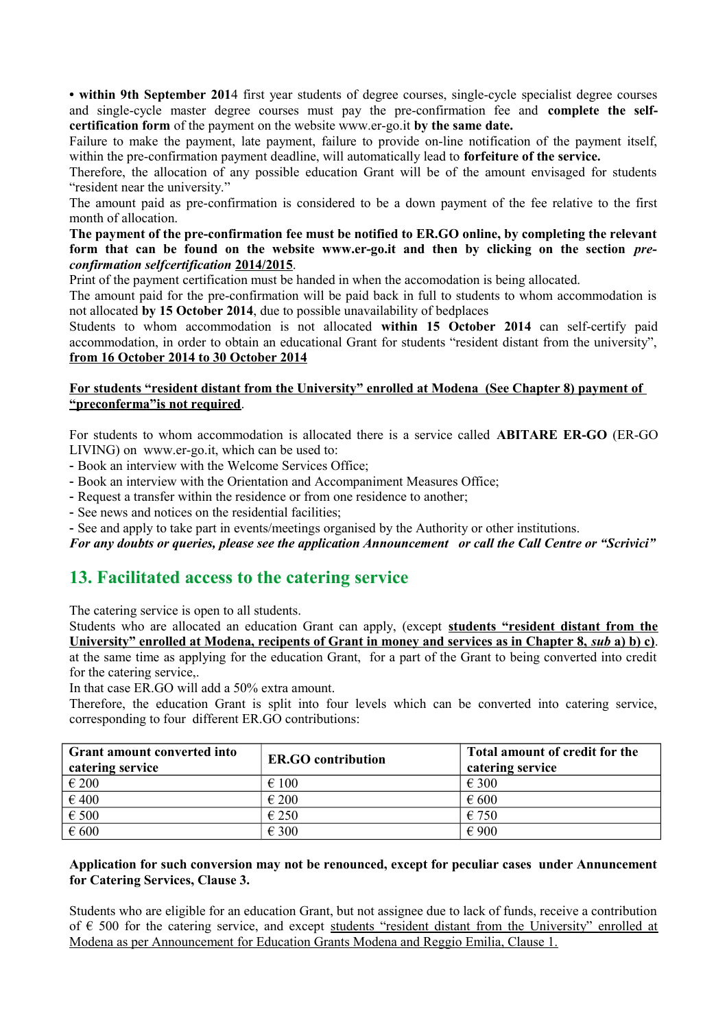**• within 9th September 201**4 first year students of degree courses, single-cycle specialist degree courses and single-cycle master degree courses must pay the pre-confirmation fee and **complete the self-certification form** of the payment on the website www.er-go.it **by the same date.**

Failure to make the payment, late payment, failure to provide on-line notification of the payment itself, within the pre-confirmation payment deadline, will automatically lead to **forfeiture of the service.**

Therefore, the allocation of any possible education Grant will be of the amount envisaged for students "resident near the university."

The amount paid as pre-confirmation is considered to be a down payment of the fee relative to the first month of allocation.

**The payment of the pre-confirmation fee must be notified to ER.GO online, by completing the relevant form that can be found on the website www.er-go.it and then by clicking on the section *pre-confirmation selfcertification* <u>2014/2015</u>**.

Print of the payment certification must be handed in when the accomodation is being allocated.

The amount paid for the pre-confirmation will be paid back in full to students to whom accommodation is not allocated **by 15 October 2014**, due to possible unavailability of bedplaces

Students to whom accommodation is not allocated **within 15 October 2014** can self-certify paid accommodation, in order to obtain an educational Grant for students "resident distant from the university", **<u>from 16 October 2014 to 30 October 2014</u>**

**<u>For students "resident distant from the University" enrolled at Modena (See Chapter 8) payment of "preconferma"is not required</u>**.

For students to whom accommodation is allocated there is a service called **ABITARE ER-GO** (ER-GO LIVING) on www.er-go.it, which can be used to:

- Book an interview with the Welcome Services Office;
- Book an interview with the Orientation and Accompaniment Measures Office;
- Request a transfer within the residence or from one residence to another;
- See news and notices on the residential facilities;
- See and apply to take part in events/meetings organised by the Authority or other institutions.

***For any doubts or queries, please see the application Announcement or call the Call Centre or "Scrivici"***

## 13. Facilitated access to the catering service

The catering service is open to all students.

Students who are allocated an education Grant can apply, (except **<u>students "resident distant from the University" enrolled at Modena, recipents of Grant in money and services as in Chapter 8, *sub* a) b) c)</u>**. at the same time as applying for the education Grant, for a part of the Grant to being converted into credit for the catering service,.

In that case ER.GO will add a 50% extra amount.

Therefore, the education Grant is split into four levels which can be converted into catering service, corresponding to four different ER.GO contributions:

| Grant amount converted into catering service | ER.GO contribution | Total amount of credit for the catering service |
|---|---|---|
| € 200 | € 100 | € 300 |
| € 400 | € 200 | € 600 |
| € 500 | € 250 | € 750 |
| € 600 | € 300 | € 900 |

**Application for such conversion may not be renounced, except for peculiar cases under Annuncement for Catering Services, Clause 3.**

Students who are eligible for an education Grant, but not assignee due to lack of funds, receive a contribution of € 500 for the catering service, and except <u>students "resident distant from the University" enrolled at Modena as per Announcement for Education Grants Modena and Reggio Emilia, Clause 1.</u>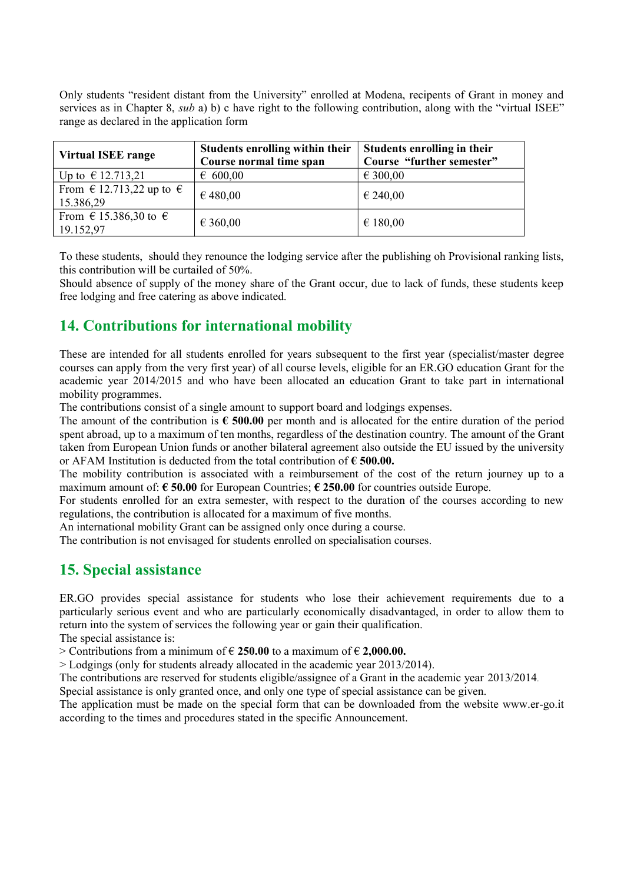Only students "resident distant from the University" enrolled at Modena, recipents of Grant in money and services as in Chapter 8, *sub* a) b) c have right to the following contribution, along with the "virtual ISEE" range as declared in the application form

| Virtual ISEE range | Students enrolling within their Course normal time span | Students enrolling in their Course "further semester" |
|---|---|---|
| Up to € 12.713,21 | € 600,00 | € 300,00 |
| From € 12.713,22 up to € 15.386,29 | € 480,00 | € 240,00 |
| From € 15.386,30 to € 19.152,97 | € 360,00 | € 180,00 |

To these students, should they renounce the lodging service after the publishing oh Provisional ranking lists, this contribution will be curtailed of 50%.
Should absence of supply of the money share of the Grant occur, due to lack of funds, these students keep free lodging and free catering as above indicated.

## 14. Contributions for international mobility

These are intended for all students enrolled for years subsequent to the first year (specialist/master degree courses can apply from the very first year) of all course levels, eligible for an ER.GO education Grant for the academic year 2014/2015 and who have been allocated an education Grant to take part in international mobility programmes.
The contributions consist of a single amount to support board and lodgings expenses.
The amount of the contribution is **€ 500.00** per month and is allocated for the entire duration of the period spent abroad, up to a maximum of ten months, regardless of the destination country. The amount of the Grant taken from European Union funds or another bilateral agreement also outside the EU issued by the university or AFAM Institution is deducted from the total contribution of **€ 500.00.**
The mobility contribution is associated with a reimbursement of the cost of the return journey up to a maximum amount of: **€ 50.00** for European Countries; **€ 250.00** for countries outside Europe.
For students enrolled for an extra semester, with respect to the duration of the courses according to new regulations, the contribution is allocated for a maximum of five months.
An international mobility Grant can be assigned only once during a course.
The contribution is not envisaged for students enrolled on specialisation courses.

## 15. Special assistance

ER.GO provides special assistance for students who lose their achievement requirements due to a particularly serious event and who are particularly economically disadvantaged, in order to allow them to return into the system of services the following year or gain their qualification.
The special assistance is:
> Contributions from a minimum of € **250.00** to a maximum of € **2,000.00.**
> Lodgings (only for students already allocated in the academic year 2013/2014).
The contributions are reserved for students eligible/assignee of a Grant in the academic year 2013/2014.
Special assistance is only granted once, and only one type of special assistance can be given.
The application must be made on the special form that can be downloaded from the website www.er-go.it according to the times and procedures stated in the specific Announcement.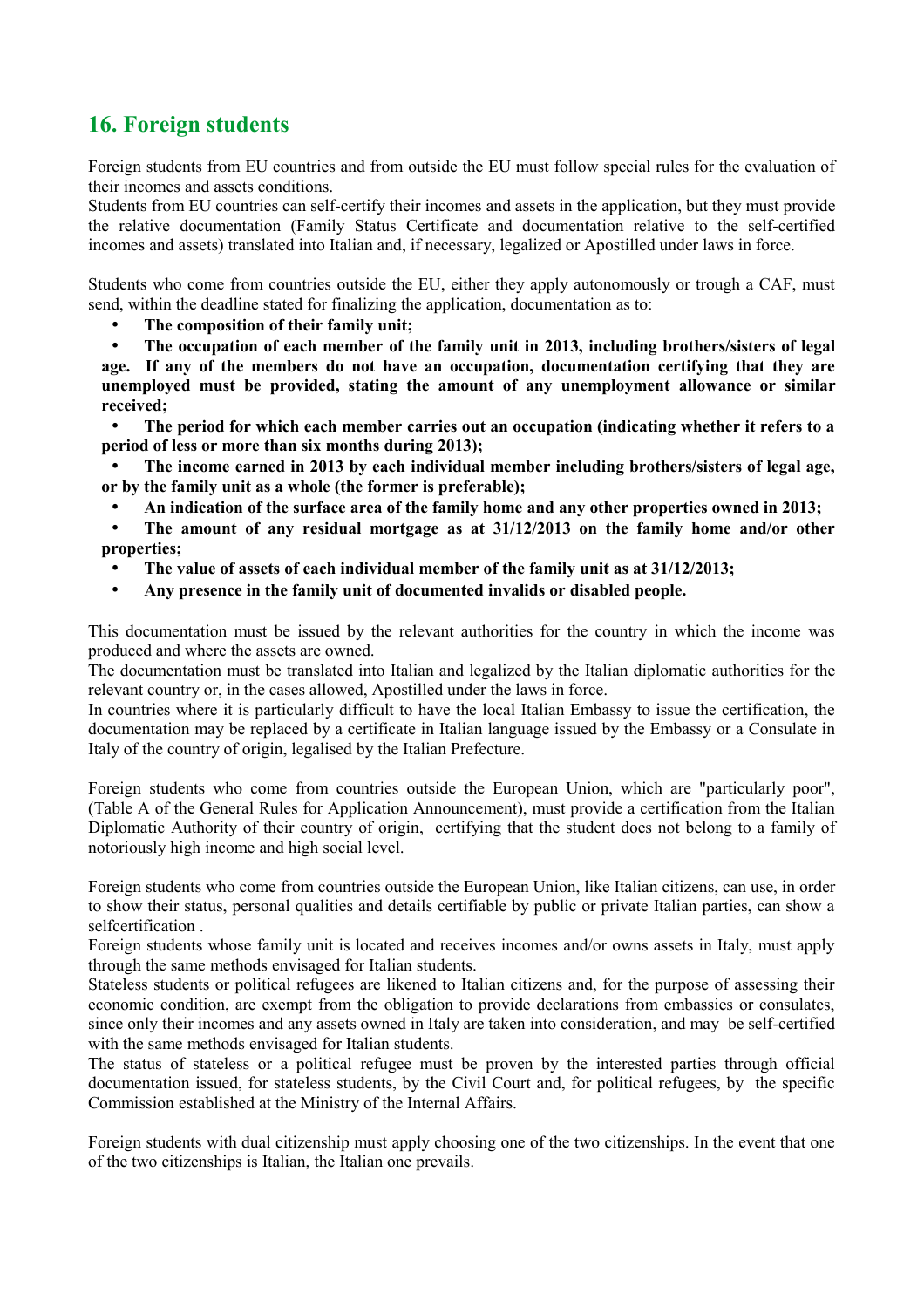## 16. Foreign students

Foreign students from EU countries and from outside the EU must follow special rules for the evaluation of their incomes and assets conditions.
Students from EU countries can self-certify their incomes and assets in the application, but they must provide the relative documentation (Family Status Certificate and documentation relative to the self-certified incomes and assets) translated into Italian and, if necessary, legalized or Apostilled under laws in force.

Students who come from countries outside the EU, either they apply autonomously or trough a CAF, must send, within the deadline stated for finalizing the application, documentation as to:

- **The composition of their family unit;**
- **The occupation of each member of the family unit in 2013, including brothers/sisters of legal age. If any of the members do not have an occupation, documentation certifying that they are unemployed must be provided, stating the amount of any unemployment allowance or similar received;**
- **The period for which each member carries out an occupation (indicating whether it refers to a period of less or more than six months during 2013);**
- **The income earned in 2013 by each individual member including brothers/sisters of legal age, or by the family unit as a whole (the former is preferable);**
- **An indication of the surface area of the family home and any other properties owned in 2013;**
- **The amount of any residual mortgage as at 31/12/2013 on the family home and/or other properties;**
- **The value of assets of each individual member of the family unit as at 31/12/2013;**
- **Any presence in the family unit of documented invalids or disabled people.**

This documentation must be issued by the relevant authorities for the country in which the income was produced and where the assets are owned.
The documentation must be translated into Italian and legalized by the Italian diplomatic authorities for the relevant country or, in the cases allowed, Apostilled under the laws in force.
In countries where it is particularly difficult to have the local Italian Embassy to issue the certification, the documentation may be replaced by a certificate in Italian language issued by the Embassy or a Consulate in Italy of the country of origin, legalised by the Italian Prefecture.

Foreign students who come from countries outside the European Union, which are "particularly poor", (Table A of the General Rules for Application Announcement), must provide a certification from the Italian Diplomatic Authority of their country of origin, certifying that the student does not belong to a family of notoriously high income and high social level.

Foreign students who come from countries outside the European Union, like Italian citizens, can use, in order to show their status, personal qualities and details certifiable by public or private Italian parties, can show a selfcertification .
Foreign students whose family unit is located and receives incomes and/or owns assets in Italy, must apply through the same methods envisaged for Italian students.
Stateless students or political refugees are likened to Italian citizens and, for the purpose of assessing their economic condition, are exempt from the obligation to provide declarations from embassies or consulates, since only their incomes and any assets owned in Italy are taken into consideration, and may be self-certified with the same methods envisaged for Italian students.
The status of stateless or a political refugee must be proven by the interested parties through official documentation issued, for stateless students, by the Civil Court and, for political refugees, by the specific Commission established at the Ministry of the Internal Affairs.

Foreign students with dual citizenship must apply choosing one of the two citizenships. In the event that one of the two citizenships is Italian, the Italian one prevails.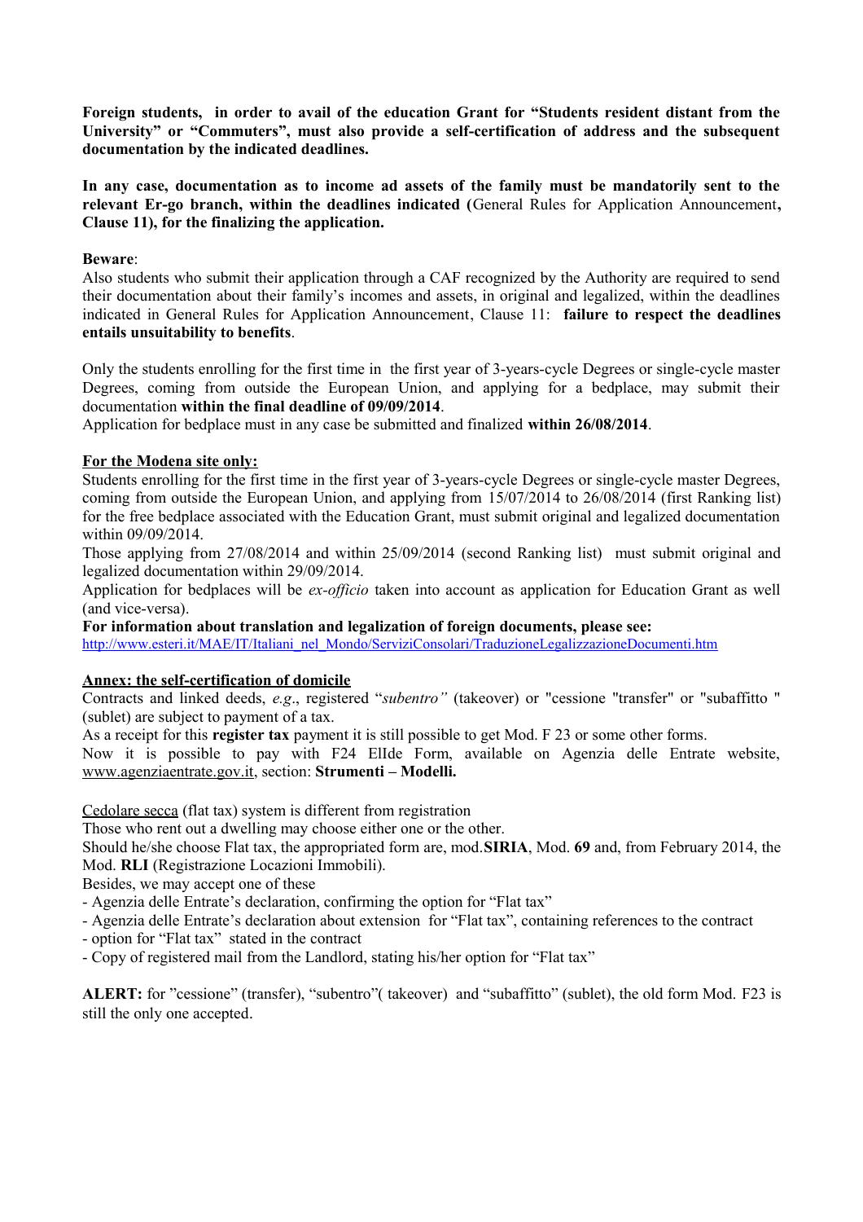**Foreign students, in order to avail of the education Grant for "Students resident distant from the University" or "Commuters", must also provide a self-certification of address and the subsequent documentation by the indicated deadlines.**

**In any case, documentation as to income ad assets of the family must be mandatorily sent to the relevant Er-go branch, within the deadlines indicated (**General Rules for Application Announcement**, Clause 11), for the finalizing the application.**

**Beware**:

Also students who submit their application through a CAF recognized by the Authority are required to send their documentation about their family's incomes and assets, in original and legalized, within the deadlines indicated in General Rules for Application Announcement, Clause 11: **failure to respect the deadlines entails unsuitability to benefits**.

Only the students enrolling for the first time in the first year of 3-years-cycle Degrees or single-cycle master Degrees, coming from outside the European Union, and applying for a bedplace, may submit their documentation **within the final deadline of 09/09/2014**.

Application for bedplace must in any case be submitted and finalized **within 26/08/2014**.

**For the Modena site only:**

Students enrolling for the first time in the first year of 3-years-cycle Degrees or single-cycle master Degrees, coming from outside the European Union, and applying from 15/07/2014 to 26/08/2014 (first Ranking list) for the free bedplace associated with the Education Grant, must submit original and legalized documentation within 09/09/2014.

Those applying from 27/08/2014 and within 25/09/2014 (second Ranking list) must submit original and legalized documentation within 29/09/2014.

Application for bedplaces will be *ex-officio* taken into account as application for Education Grant as well (and vice-versa).

**For information about translation and legalization of foreign documents, please see:**
http://www.esteri.it/MAE/IT/Italiani_nel_Mondo/ServiziConsolari/TraduzioneLegalizzazioneDocumenti.htm

**Annex: the self-certification of domicile**

Contracts and linked deeds, *e.g*., registered "*subentro"* (takeover) or "cessione "transfer" or "subaffitto " (sublet) are subject to payment of a tax.

As a receipt for this **register tax** payment it is still possible to get Mod. F 23 or some other forms.

Now it is possible to pay with F24 ElIde Form, available on Agenzia delle Entrate website, www.agenziaentrate.gov.it, section: **Strumenti – Modelli.**

Cedolare secca (flat tax) system is different from registration

Those who rent out a dwelling may choose either one or the other.

Should he/she choose Flat tax, the appropriated form are, mod.**SIRIA**, Mod. **69** and, from February 2014, the Mod. **RLI** (Registrazione Locazioni Immobili).

Besides, we may accept one of these

- Agenzia delle Entrate's declaration, confirming the option for "Flat tax"
- Agenzia delle Entrate's declaration about extension for "Flat tax", containing references to the contract
- option for "Flat tax" stated in the contract
- Copy of registered mail from the Landlord, stating his/her option for "Flat tax"

**ALERT:** for "cessione" (transfer), "subentro"( takeover) and "subaffitto" (sublet), the old form Mod. F23 is still the only one accepted.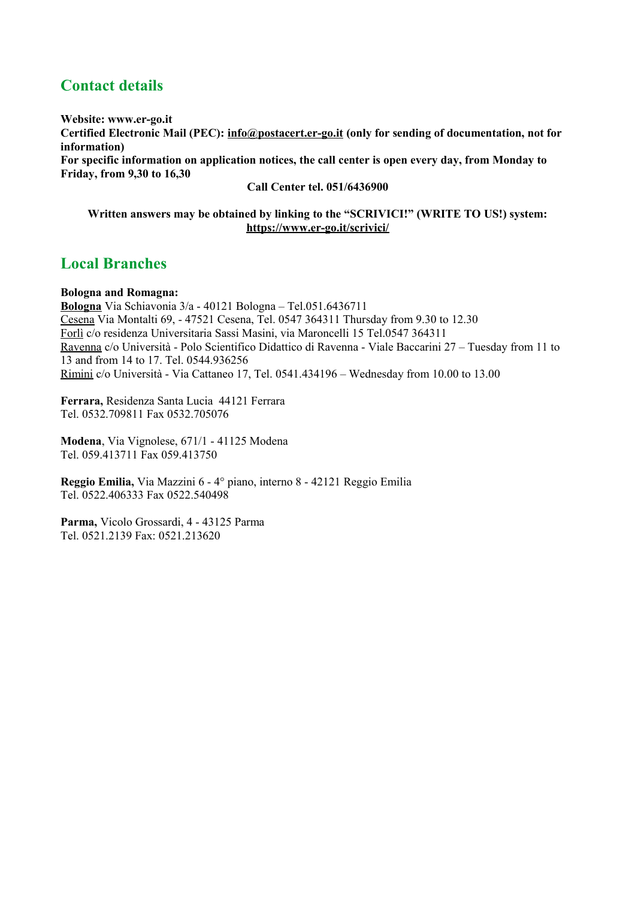## Contact details

**Website: www.er-go.it**
**Certified Electronic Mail (PEC): info@postacert.er-go.it (only for sending of documentation, not for information)**
**For specific information on application notices, the call center is open every day, from Monday to Friday, from 9,30 to 16,30**

**Call Center tel. 051/6436900**

**Written answers may be obtained by linking to the "SCRIVICI!" (WRITE TO US!) system: https://www.er-go.it/scrivici/**

## Local Branches

**Bologna and Romagna:**
**Bologna** Via Schiavonia 3/a - 40121 Bologna – Tel.051.6436711
Cesena Via Montalti 69, - 47521 Cesena, Tel. 0547 364311 Thursday from 9.30 to 12.30
Forlì c/o residenza Universitaria Sassi Masini, via Maroncelli 15 Tel.0547 364311
Ravenna c/o Università - Polo Scientifico Didattico di Ravenna - Viale Baccarini 27 – Tuesday from 11 to 13 and from 14 to 17. Tel. 0544.936256
Rimini c/o Università - Via Cattaneo 17, Tel. 0541.434196 – Wednesday from 10.00 to 13.00

**Ferrara,** Residenza Santa Lucia 44121 Ferrara
Tel. 0532.709811 Fax 0532.705076

**Modena**, Via Vignolese, 671/1 - 41125 Modena
Tel. 059.413711 Fax 059.413750

**Reggio Emilia,** Via Mazzini 6 - 4° piano, interno 8 - 42121 Reggio Emilia
Tel. 0522.406333 Fax 0522.540498

**Parma,** Vicolo Grossardi, 4 - 43125 Parma
Tel. 0521.2139 Fax: 0521.213620